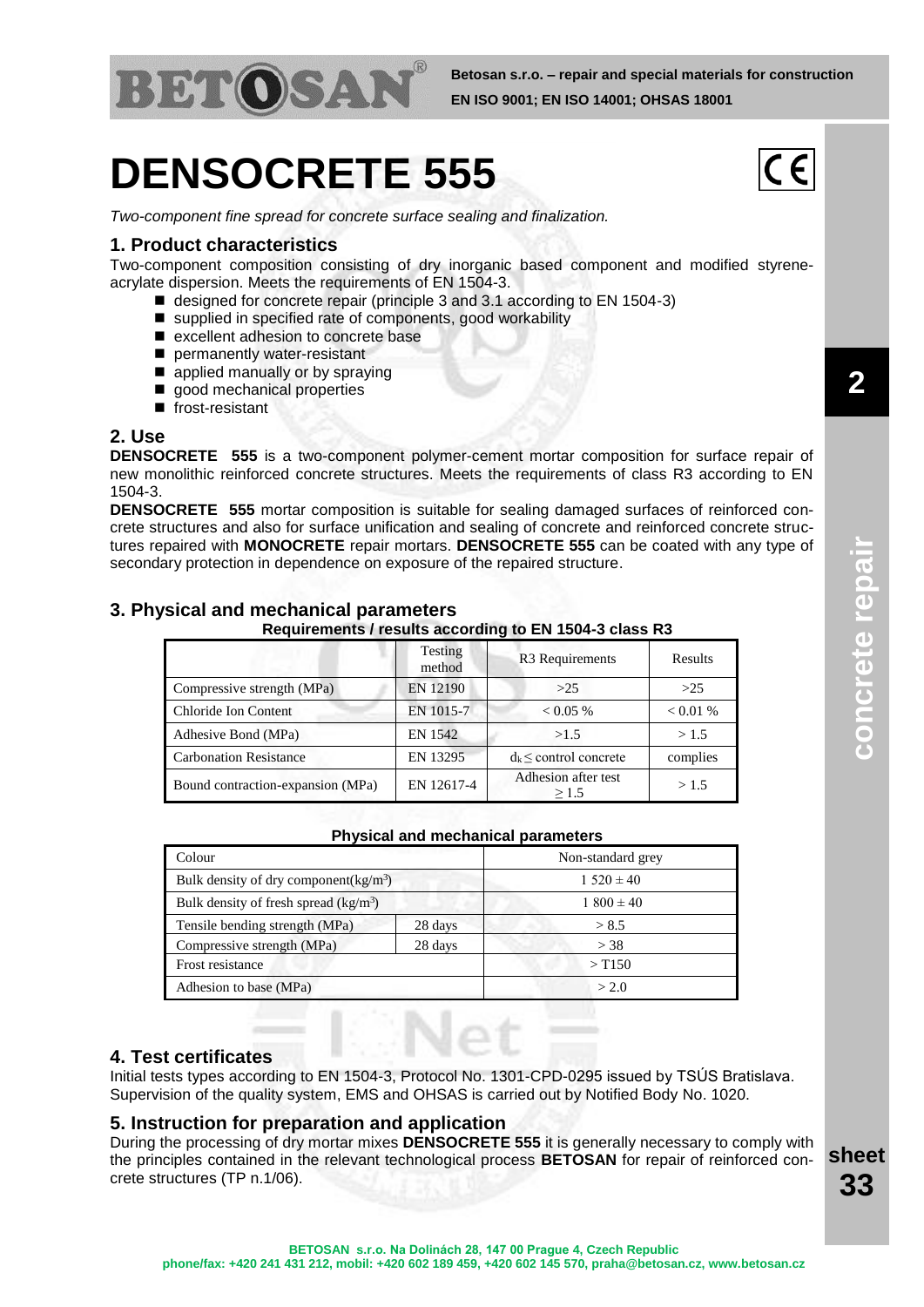# DENSOCRETE 555

*Two-component fine spread for concrete surface sealing and finalization.*

## 1. Product characteristics

Two-component composition consisting of dry inorganic based component and modified styrene-acrylate dispersion. Meets the requirements of EN 1504-3.

- designed for concrete repair (principle 3 and 3.1 according to EN 1504-3)
- supplied in specified rate of components, good workability
- excellent adhesion to concrete base
- permanently water-resistant
- applied manually or by spraying
- good mechanical properties
- frost-resistant

## 2. Use

**DENSOCRETE 555** is a two-component polymer-cement mortar composition for surface repair of new monolithic reinforced concrete structures. Meets the requirements of class R3 according to EN 1504-3.

**DENSOCRETE 555** mortar composition is suitable for sealing damaged surfaces of reinforced concrete structures and also for surface unification and sealing of concrete and reinforced concrete structures repaired with **MONOCRETE** repair mortars. **DENSOCRETE 555** can be coated with any type of secondary protection in dependence on exposure of the repaired structure.

## 3. Physical and mechanical parameters

**Requirements / results according to EN 1504-3 class R3**

| | Testing method | R3 Requirements | Results |
|---|---|---|---|
| Compressive strength (MPa) | EN 12190 | >25 | >25 |
| Chloride Ion Content | EN 1015-7 | < 0.05 % | < 0.01 % |
| Adhesive Bond (MPa) | EN 1542 | >1.5 | > 1.5 |
| Carbonation Resistance | EN 13295 | $d_k \leq$ control concrete | complies |
| Bound contraction-expansion (MPa) | EN 12617-4 | Adhesion after test ≥ 1.5 | > 1.5 |

**Physical and mechanical parameters**

| Colour | | Non-standard grey |
|---|---|---|
| Bulk density of dry component(kg/m³) | | 1 520 ± 40 |
| Bulk density of fresh spread (kg/m³) | | 1 800 ± 40 |
| Tensile bending strength (MPa) | 28 days | > 8.5 |
| Compressive strength (MPa) | 28 days | > 38 |
| Frost resistance | | > T150 |
| Adhesion to base (MPa) | | > 2.0 |

## 4. Test certificates

Initial tests types according to EN 1504-3, Protocol No. 1301-CPD-0295 issued by TSÚS Bratislava. Supervision of the quality system, EMS and OHSAS is carried out by Notified Body No. 1020.

## 5. Instruction for preparation and application

During the processing of dry mortar mixes **DENSOCRETE 555** it is generally necessary to comply with the principles contained in the relevant technological process **BETOSAN** for repair of reinforced concrete structures (TP n.1/06).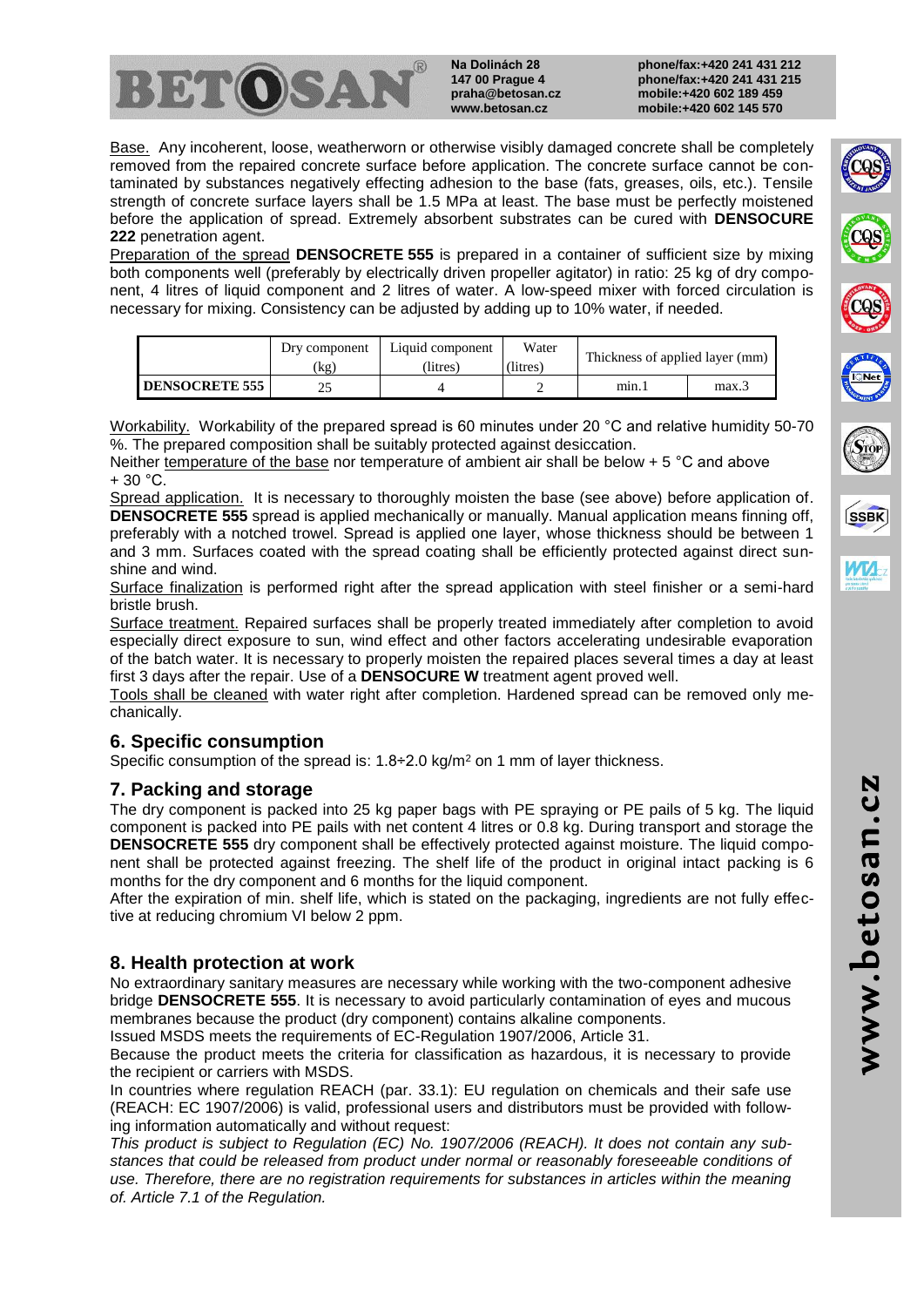Base. Any incoherent, loose, weatherworn or otherwise visibly damaged concrete shall be completely removed from the repaired concrete surface before application. The concrete surface cannot be contaminated by substances negatively effecting adhesion to the base (fats, greases, oils, etc.). Tensile strength of concrete surface layers shall be 1.5 MPa at least. The base must be perfectly moistened before the application of spread. Extremely absorbent substrates can be cured with **DENSOCURE 222** penetration agent.

Preparation of the spread **DENSOCRETE 555** is prepared in a container of sufficient size by mixing both components well (preferably by electrically driven propeller agitator) in ratio: 25 kg of dry component, 4 litres of liquid component and 2 litres of water. A low-speed mixer with forced circulation is necessary for mixing. Consistency can be adjusted by adding up to 10% water, if needed.

| | Dry component (kg) | Liquid component (litres) | Water (litres) | Thickness of applied layer (mm) | |
|---|---|---|---|---|---|
| **DENSOCRETE 555** | 25 | 4 | 2 | min.1 | max.3 |

Workability. Workability of the prepared spread is 60 minutes under 20 °C and relative humidity 50-70 %. The prepared composition shall be suitably protected against desiccation.

Neither temperature of the base nor temperature of ambient air shall be below + 5 °C and above + 30 °C.

Spread application. It is necessary to thoroughly moisten the base (see above) before application of. **DENSOCRETE 555** spread is applied mechanically or manually. Manual application means finning off, preferably with a notched trowel. Spread is applied one layer, whose thickness should be between 1 and 3 mm. Surfaces coated with the spread coating shall be efficiently protected against direct sunshine and wind.

Surface finalization is performed right after the spread application with steel finisher or a semi-hard bristle brush.

Surface treatment. Repaired surfaces shall be properly treated immediately after completion to avoid especially direct exposure to sun, wind effect and other factors accelerating undesirable evaporation of the batch water. It is necessary to properly moisten the repaired places several times a day at least first 3 days after the repair. Use of a **DENSOCURE W** treatment agent proved well.

Tools shall be cleaned with water right after completion. Hardened spread can be removed only mechanically.

## 6. Specific consumption

Specific consumption of the spread is: 1.8÷2.0 kg/m$^2$ on 1 mm of layer thickness.

## 7. Packing and storage

The dry component is packed into 25 kg paper bags with PE spraying or PE pails of 5 kg. The liquid component is packed into PE pails with net content 4 litres or 0.8 kg. During transport and storage the **DENSOCRETE 555** dry component shall be effectively protected against moisture. The liquid component shall be protected against freezing. The shelf life of the product in original intact packing is 6 months for the dry component and 6 months for the liquid component.

After the expiration of min. shelf life, which is stated on the packaging, ingredients are not fully effective at reducing chromium VI below 2 ppm.

## 8. Health protection at work

No extraordinary sanitary measures are necessary while working with the two-component adhesive bridge **DENSOCRETE 555**. It is necessary to avoid particularly contamination of eyes and mucous membranes because the product (dry component) contains alkaline components.

Issued MSDS meets the requirements of EC-Regulation 1907/2006, Article 31.

Because the product meets the criteria for classification as hazardous, it is necessary to provide the recipient or carriers with MSDS.

In countries where regulation REACH (par. 33.1): EU regulation on chemicals and their safe use (REACH: EC 1907/2006) is valid, professional users and distributors must be provided with following information automatically and without request:

*This product is subject to Regulation (EC) No. 1907/2006 (REACH). It does not contain any substances that could be released from product under normal or reasonably foreseeable conditions of use. Therefore, there are no registration requirements for substances in articles within the meaning of. Article 7.1 of the Regulation.*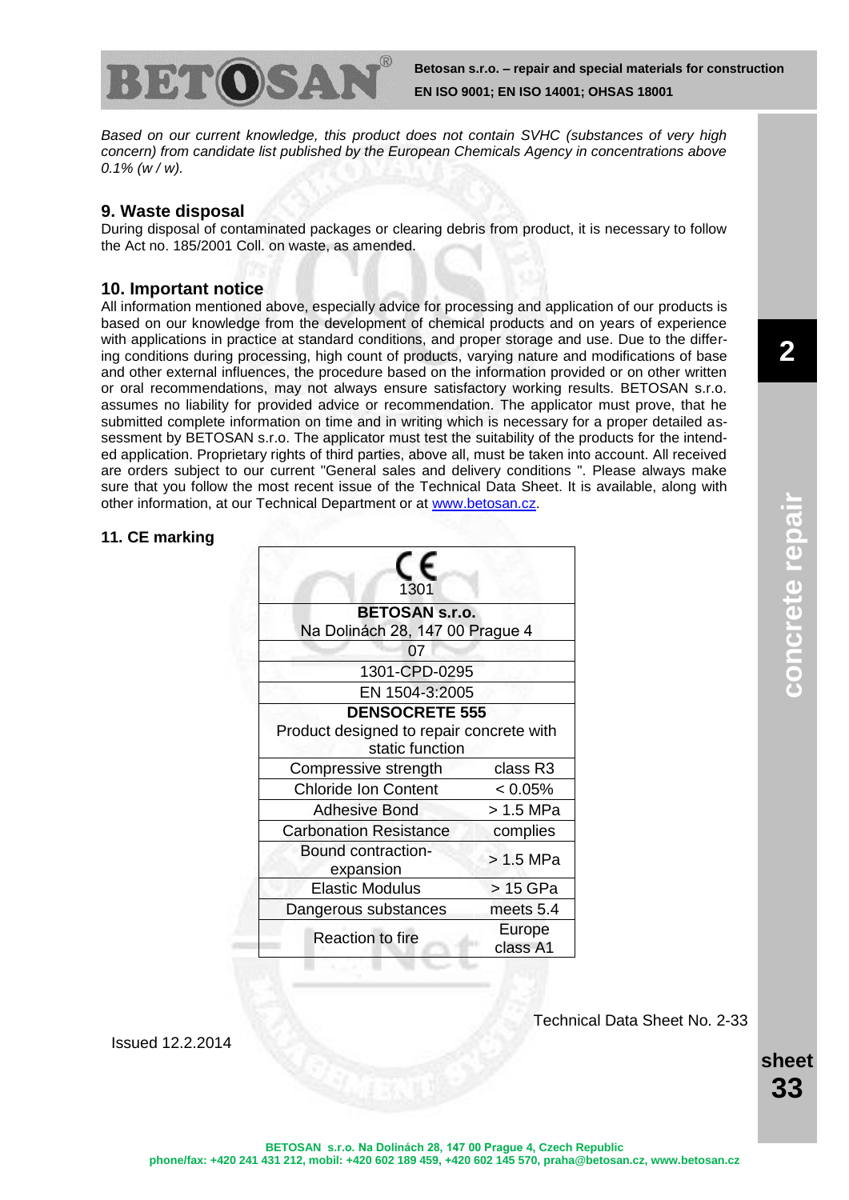*Based on our current knowledge, this product does not contain SVHC (substances of very high concern) from candidate list published by the European Chemicals Agency in concentrations above 0.1% (w / w).*

## 9. Waste disposal

During disposal of contaminated packages or clearing debris from product, it is necessary to follow the Act no. 185/2001 Coll. on waste, as amended.

## 10. Important notice

All information mentioned above, especially advice for processing and application of our products is based on our knowledge from the development of chemical products and on years of experience with applications in practice at standard conditions, and proper storage and use. Due to the differing conditions during processing, high count of products, varying nature and modifications of base and other external influences, the procedure based on the information provided or on other written or oral recommendations, may not always ensure satisfactory working results. BETOSAN s.r.o. assumes no liability for provided advice or recommendation. The applicator must prove, that he submitted complete information on time and in writing which is necessary for a proper detailed assessment by BETOSAN s.r.o. The applicator must test the suitability of the products for the intended application. Proprietary rights of third parties, above all, must be taken into account. All received are orders subject to our current "General sales and delivery conditions ". Please always make sure that you follow the most recent issue of the Technical Data Sheet. It is available, along with other information, at our Technical Department or at www.betosan.cz.

## 11. CE marking

| | |
|---|---|
| CE 1301 | |
| **BETOSAN s.r.o.** Na Dolinách 28, 147 00 Prague 4 | |
| 07 | |
| 1301-CPD-0295 | |
| EN 1504-3:2005 | |
| **DENSOCRETE 555** Product designed to repair concrete with static function | |
| Compressive strength | class R3 |
| Chloride Ion Content | < 0.05% |
| Adhesive Bond | > 1.5 MPa |
| Carbonation Resistance | complies |
| Bound contraction-expansion | > 1.5 MPa |
| Elastic Modulus | > 15 GPa |
| Dangerous substances | meets 5.4 |
| Reaction to fire | Europe class A1 |

Technical Data Sheet No. 2-33

Issued 12.2.2014